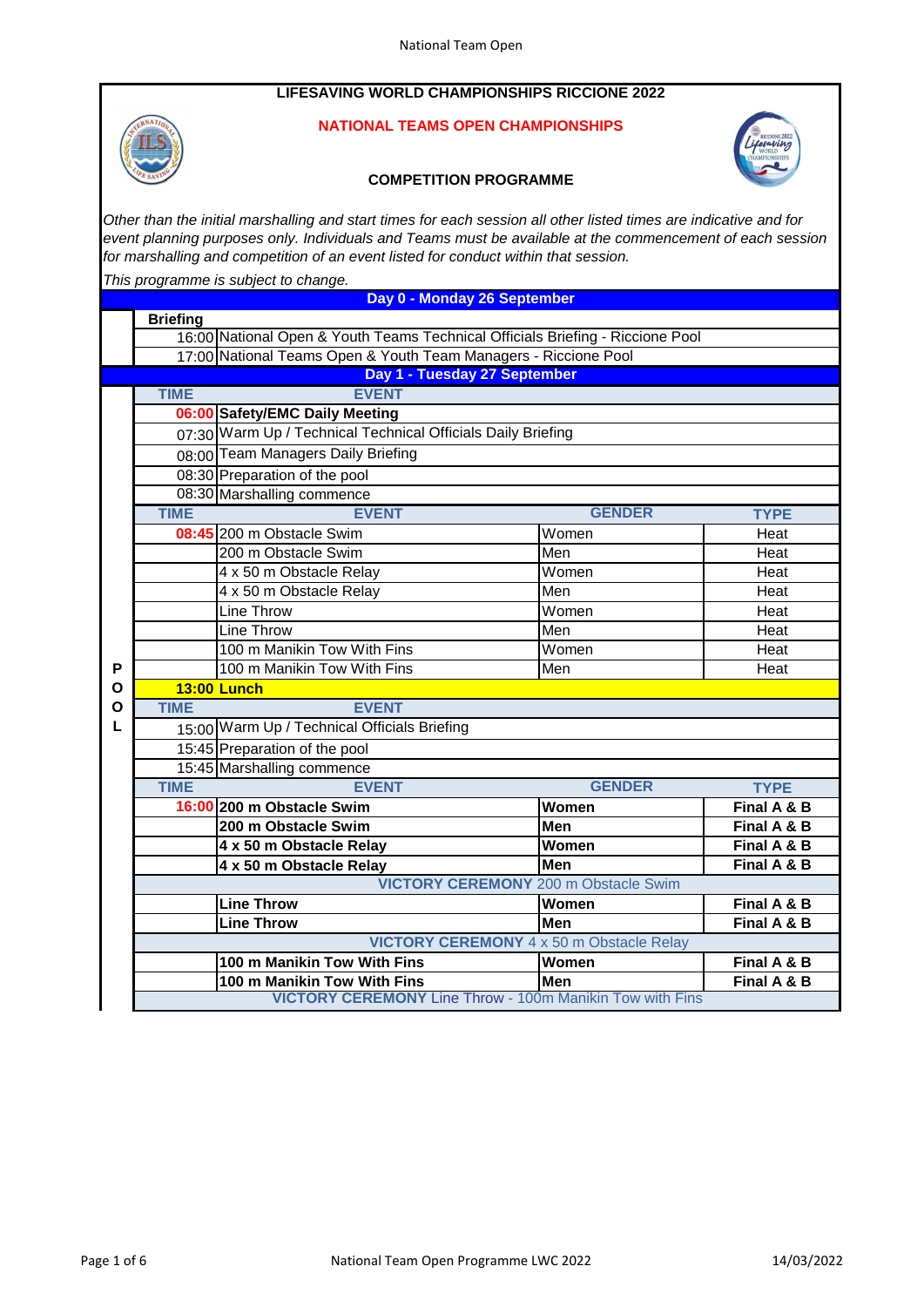# LIFESAVING WORLD CHAMPIONSHIPS RICCIONE 2022

## NATIONAL TEAMS OPEN CHAMPIONSHIPS

### COMPETITION PROGRAMME

*Other than the initial marshalling and start times for each session all other listed times are indicative and for event planning purposes only. Individuals and Teams must be available at the commencement of each session for marshalling and competition of an event listed for conduct within that session.*

*This programme is subject to change.*

## Day 0 - Monday 26 September

**Briefing**

| TIME | EVENT |
|---|---|
| 16:00 | National Open & Youth Teams Technical Officials Briefing - Riccione Pool |
| 17:00 | National Teams Open & Youth Team Managers - Riccione Pool |

## Day 1 - Tuesday 27 September

**POOL**

| TIME | EVENT | | |
|---|---|---|---|
| 06:00 | **Safety/EMC Daily Meeting** | | |
| 07:30 | Warm Up / Technical Technical Officials Daily Briefing | | |
| 08:00 | Team Managers Daily Briefing | | |
| 08:30 | Preparation of the pool | | |
| 08:30 | Marshalling commence | | |
| **TIME** | **EVENT** | **GENDER** | **TYPE** |
| 08:45 | 200 m Obstacle Swim | Women | Heat |
| | 200 m Obstacle Swim | Men | Heat |
| | 4 x 50 m Obstacle Relay | Women | Heat |
| | 4 x 50 m Obstacle Relay | Men | Heat |
| | Line Throw | Women | Heat |
| | Line Throw | Men | Heat |
| | 100 m Manikin Tow With Fins | Women | Heat |
| | 100 m Manikin Tow With Fins | Men | Heat |
| **13:00** | **Lunch** | | |
| **TIME** | **EVENT** | | |
| 15:00 | Warm Up / Technical Officials Briefing | | |
| 15:45 | Preparation of the pool | | |
| 15:45 | Marshalling commence | | |
| **TIME** | **EVENT** | **GENDER** | **TYPE** |
| 16:00 | **200 m Obstacle Swim** | **Women** | **Final A & B** |
| | **200 m Obstacle Swim** | **Men** | **Final A & B** |
| | **4 x 50 m Obstacle Relay** | **Women** | **Final A & B** |
| | **4 x 50 m Obstacle Relay** | **Men** | **Final A & B** |
| | **VICTORY CEREMONY** 200 m Obstacle Swim | | |
| | **Line Throw** | **Women** | **Final A & B** |
| | **Line Throw** | **Men** | **Final A & B** |
| | **VICTORY CEREMONY** 4 x 50 m Obstacle Relay | | |
| | **100 m Manikin Tow With Fins** | **Women** | **Final A & B** |
| | **100 m Manikin Tow With Fins** | **Men** | **Final A & B** |
| | **VICTORY CEREMONY** Line Throw - 100m Manikin Tow with Fins | | |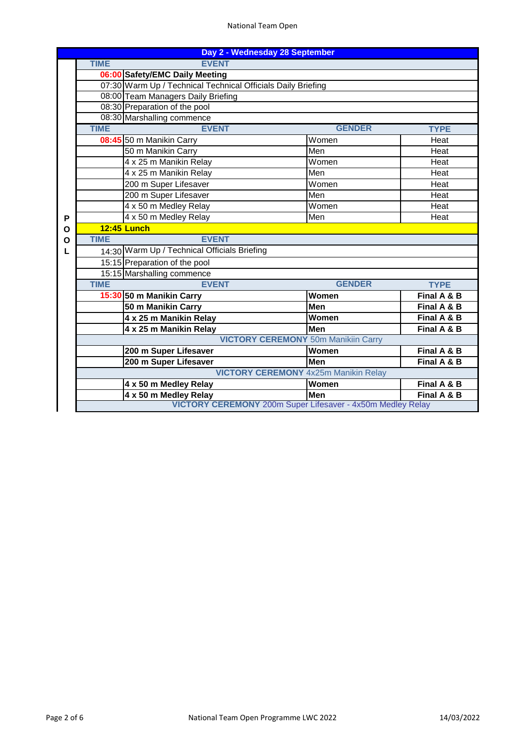# Day 2 - Wednesday 28 September

| | TIME | EVENT | GENDER | TYPE |
|---|---|---|---|---|
| | **06:00** | **Safety/EMC Daily Meeting** | | |
| | 07:30 | Warm Up / Technical Technical Officials Daily Briefing | | |
| | 08:00 | Team Managers Daily Briefing | | |
| | 08:30 | Preparation of the pool | | |
| | 08:30 | Marshalling commence | | |
| | **TIME** | **EVENT** | **GENDER** | **TYPE** |
| | **08:45** | 50 m Manikin Carry | Women | Heat |
| | | 50 m Manikin Carry | Men | Heat |
| | | 4 x 25 m Manikin Relay | Women | Heat |
| | | 4 x 25 m Manikin Relay | Men | Heat |
| | | 200 m Super Lifesaver | Women | Heat |
| | | 200 m Super Lifesaver | Men | Heat |
| | | 4 x 50 m Medley Relay | Women | Heat |
| P | | 4 x 50 m Medley Relay | Men | Heat |
| O | **12:45** | **Lunch** | | |
| O | **TIME** | **EVENT** | | |
| L | 14:30 | Warm Up / Technical Officials Briefing | | |
| | 15:15 | Preparation of the pool | | |
| | 15:15 | Marshalling commence | | |
| | **TIME** | **EVENT** | **GENDER** | **TYPE** |
| | **15:30** | **50 m Manikin Carry** | **Women** | **Final A & B** |
| | | **50 m Manikin Carry** | **Men** | **Final A & B** |
| | | **4 x 25 m Manikin Relay** | **Women** | **Final A & B** |
| | | **4 x 25 m Manikin Relay** | **Men** | **Final A & B** |
| | | **VICTORY CEREMONY** 50m Manikiin Carry | | |
| | | **200 m Super Lifesaver** | **Women** | **Final A & B** |
| | | **200 m Super Lifesaver** | **Men** | **Final A & B** |
| | | **VICTORY CEREMONY** 4x25m Manikin Relay | | |
| | | **4 x 50 m Medley Relay** | **Women** | **Final A & B** |
| | | **4 x 50 m Medley Relay** | **Men** | **Final A & B** |
| | | **VICTORY CEREMONY** 200m Super Lifesaver - 4x50m Medley Relay | | |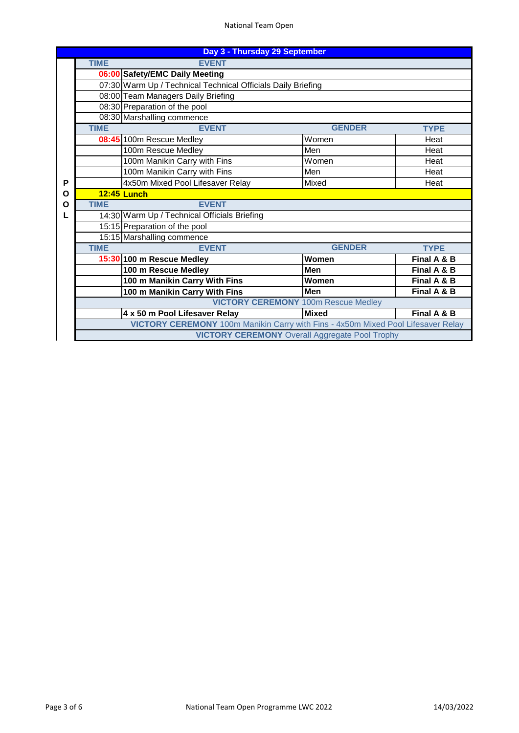## Day 3 - Thursday 29 September

**POOL**

| TIME | EVENT | | |
|---|---|---|---|
| **06:00** | **Safety/EMC Daily Meeting** | | |
| 07:30 | Warm Up / Technical Technical Officials Daily Briefing | | |
| 08:00 | Team Managers Daily Briefing | | |
| 08:30 | Preparation of the pool | | |
| 08:30 | Marshalling commence | | |
| **TIME** | **EVENT** | **GENDER** | **TYPE** |
| **08:45** | 100m Rescue Medley | Women | Heat |
| | 100m Rescue Medley | Men | Heat |
| | 100m Manikin Carry with Fins | Women | Heat |
| | 100m Manikin Carry with Fins | Men | Heat |
| | 4x50m Mixed Pool Lifesaver Relay | Mixed | Heat |
| **12:45** | **Lunch** | | |
| **TIME** | **EVENT** | | |
| 14:30 | Warm Up / Technical Officials Briefing | | |
| 15:15 | Preparation of the pool | | |
| 15:15 | Marshalling commence | | |
| **TIME** | **EVENT** | **GENDER** | **TYPE** |
| **15:30** | **100 m Rescue Medley** | **Women** | **Final A & B** |
| | **100 m Rescue Medley** | **Men** | **Final A & B** |
| | **100 m Manikin Carry With Fins** | **Women** | **Final A & B** |
| | **100 m Manikin Carry With Fins** | **Men** | **Final A & B** |
| | **VICTORY CEREMONY** 100m Rescue Medley | | |
| | **4 x 50 m Pool Lifesaver Relay** | **Mixed** | **Final A & B** |
| | **VICTORY CEREMONY** 100m Manikin Carry with Fins - 4x50m Mixed Pool Lifesaver Relay | | |
| | **VICTORY CEREMONY** Overall Aggregate Pool Trophy | | |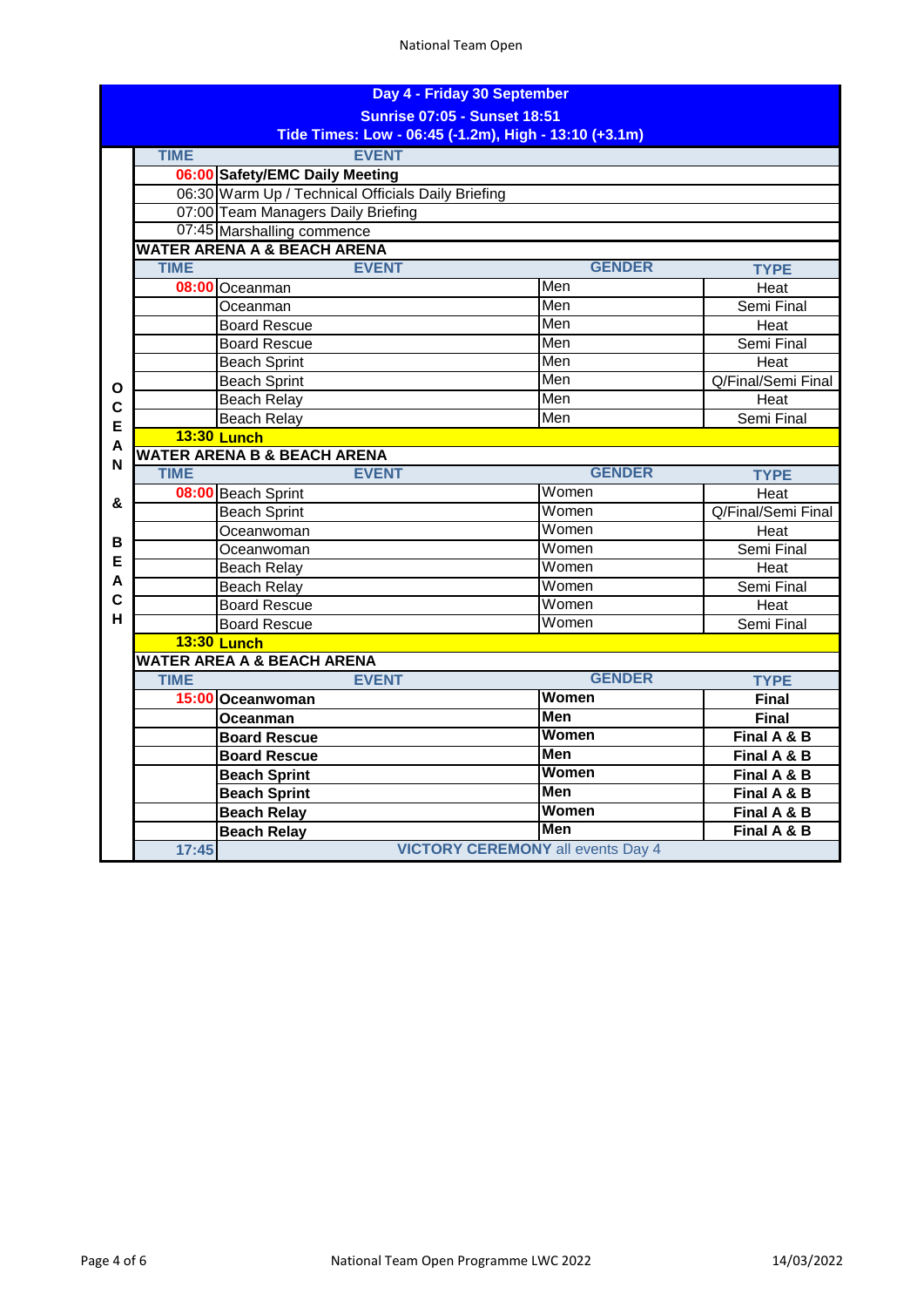## Day 4 - Friday 30 September

**Sunrise 07:05 - Sunset 18:51**

**Tide Times: Low - 06:45 (-1.2m), High - 13:10 (+3.1m)**

| TIME | EVENT |
|---|---|
| 06:00 | **Safety/EMC Daily Meeting** |
| 06:30 | Warm Up / Technical Officials Daily Briefing |
| 07:00 | Team Managers Daily Briefing |
| 07:45 | Marshalling commence |

**OCEAN & BEACH**

**WATER ARENA A & BEACH ARENA**

| TIME | EVENT | GENDER | TYPE |
|---|---|---|---|
| 08:00 | Oceanman | Men | Heat |
| | Oceanman | Men | Semi Final |
| | Board Rescue | Men | Heat |
| | Board Rescue | Men | Semi Final |
| | Beach Sprint | Men | Heat |
| | Beach Sprint | Men | Q/Final/Semi Final |
| | Beach Relay | Men | Heat |
| | Beach Relay | Men | Semi Final |
| **13:30** | **Lunch** | | |

**WATER ARENA B & BEACH ARENA**

| TIME | EVENT | GENDER | TYPE |
|---|---|---|---|
| 08:00 | Beach Sprint | Women | Heat |
| | Beach Sprint | Women | Q/Final/Semi Final |
| | Oceanwoman | Women | Heat |
| | Oceanwoman | Women | Semi Final |
| | Beach Relay | Women | Heat |
| | Beach Relay | Women | Semi Final |
| | Board Rescue | Women | Heat |
| | Board Rescue | Women | Semi Final |
| **13:30** | **Lunch** | | |

**WATER AREA A & BEACH ARENA**

| TIME | EVENT | GENDER | TYPE |
|---|---|---|---|
| 15:00 | **Oceanwoman** | **Women** | **Final** |
| | **Oceanman** | **Men** | **Final** |
| | **Board Rescue** | **Women** | **Final A & B** |
| | **Board Rescue** | **Men** | **Final A & B** |
| | **Beach Sprint** | **Women** | **Final A & B** |
| | **Beach Sprint** | **Men** | **Final A & B** |
| | **Beach Relay** | **Women** | **Final A & B** |
| | **Beach Relay** | **Men** | **Final A & B** |
| 17:45 | **VICTORY CEREMONY** all events Day 4 | | |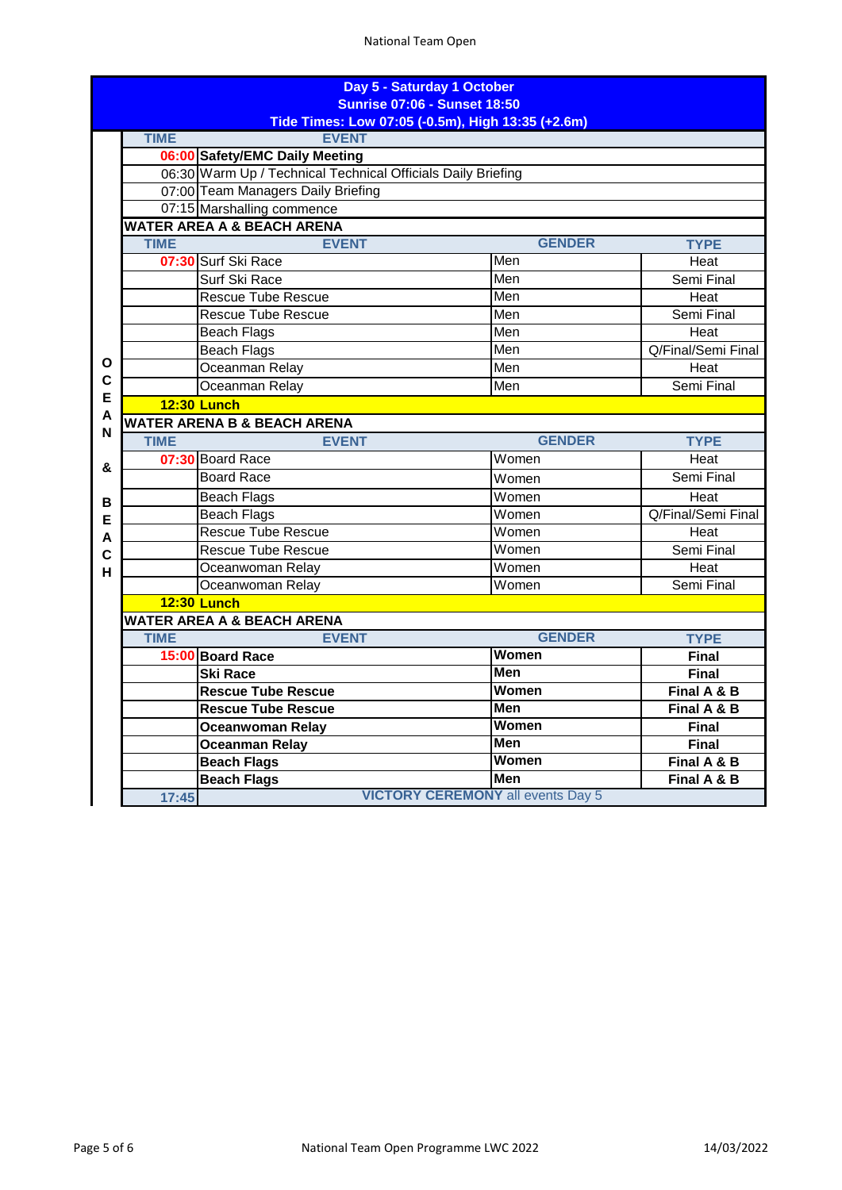## Day 5 - Saturday 1 October

**Sunrise 07:06 - Sunset 18:50**

**Tide Times: Low 07:05 (-0.5m), High 13:35 (+2.6m)**

OCEAN & BEACH

| TIME | EVENT | | |
|---|---|---|---|
| **06:00** | **Safety/EMC Daily Meeting** | | |
| 06:30 | Warm Up / Technical Technical Officials Daily Briefing | | |
| 07:00 | Team Managers Daily Briefing | | |
| 07:15 | Marshalling commence | | |
| **WATER AREA A & BEACH ARENA** | | | |
| **TIME** | **EVENT** | **GENDER** | **TYPE** |
| **07:30** | Surf Ski Race | Men | Heat |
| | Surf Ski Race | Men | Semi Final |
| | Rescue Tube Rescue | Men | Heat |
| | Rescue Tube Rescue | Men | Semi Final |
| | Beach Flags | Men | Heat |
| | Beach Flags | Men | Q/Final/Semi Final |
| | Oceanman Relay | Men | Heat |
| | Oceanman Relay | Men | Semi Final |
| **12:30** | **Lunch** | | |
| **WATER ARENA B & BEACH ARENA** | | | |
| **TIME** | **EVENT** | **GENDER** | **TYPE** |
| **07:30** | Board Race | Women | Heat |
| | Board Race | Women | Semi Final |
| | Beach Flags | Women | Heat |
| | Beach Flags | Women | Q/Final/Semi Final |
| | Rescue Tube Rescue | Women | Heat |
| | Rescue Tube Rescue | Women | Semi Final |
| | Oceanwoman Relay | Women | Heat |
| | Oceanwoman Relay | Women | Semi Final |
| **12:30** | **Lunch** | | |
| **WATER AREA A & BEACH ARENA** | | | |
| **TIME** | **EVENT** | **GENDER** | **TYPE** |
| **15:00** | **Board Race** | **Women** | **Final** |
| | **Ski Race** | **Men** | **Final** |
| | **Rescue Tube Rescue** | **Women** | **Final A & B** |
| | **Rescue Tube Rescue** | **Men** | **Final A & B** |
| | **Oceanwoman Relay** | **Women** | **Final** |
| | **Oceanman Relay** | **Men** | **Final** |
| | **Beach Flags** | **Women** | **Final A & B** |
| | **Beach Flags** | **Men** | **Final A & B** |
| 17:45 | **VICTORY CEREMONY** all events Day 5 | | |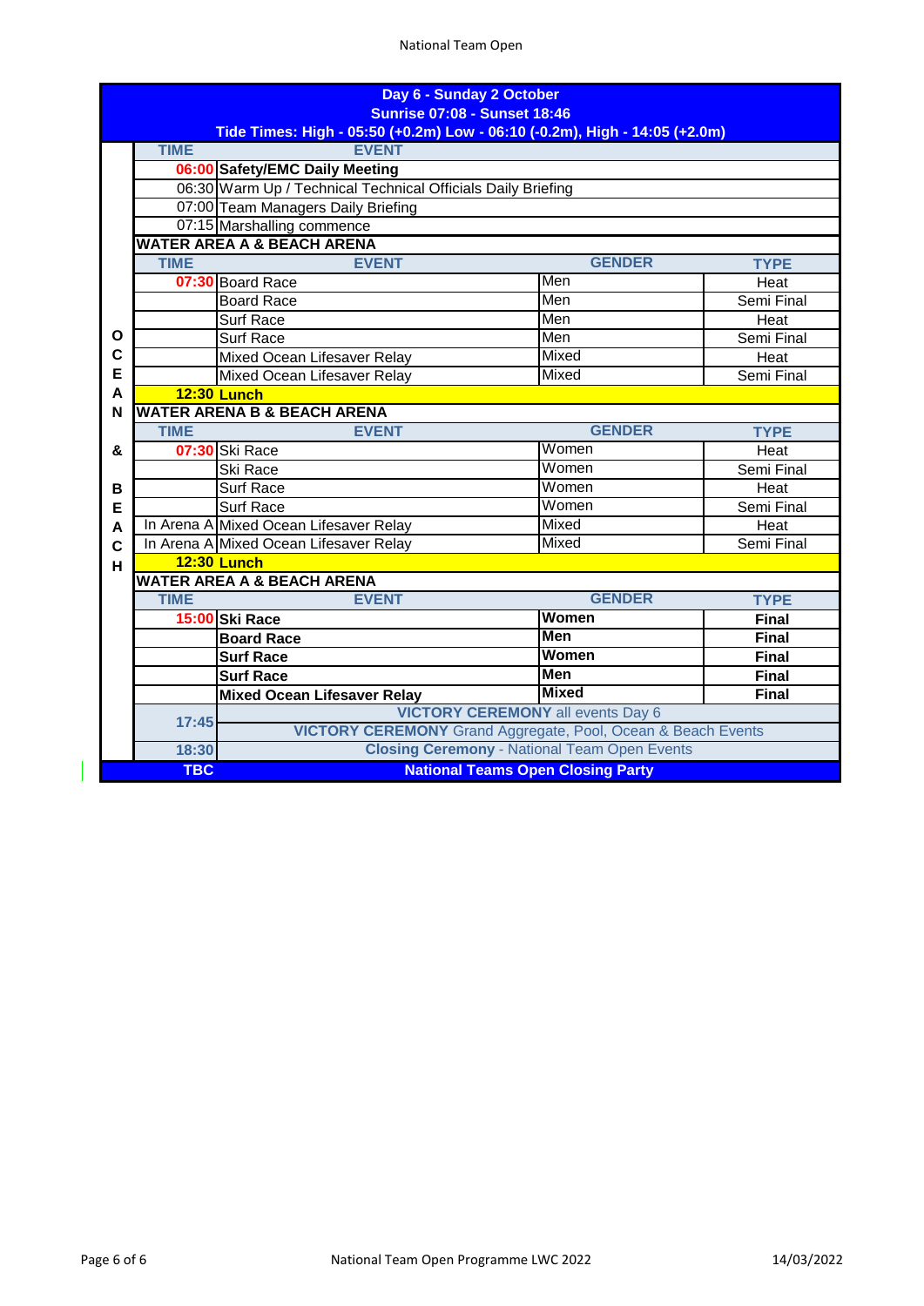National Team Open

| | | | | |
|---|---|---|---|---|
| **Day 6 - Sunday 2 October** | | | | |
| **Sunrise 07:08 - Sunset 18:46** | | | | |
| **Tide Times: High - 05:50 (+0.2m) Low - 06:10 (-0.2m), High - 14:05 (+2.0m)** | | | | |
| **OCEAN & BEACH** | **TIME** | **EVENT** | | |
| | **06:00** | **Safety/EMC Daily Meeting** | | |
| | 06:30 | Warm Up / Technical Technical Officials Daily Briefing | | |
| | 07:00 | Team Managers Daily Briefing | | |
| | 07:15 | Marshalling commence | | |
| | **WATER AREA A & BEACH ARENA** | | | |
| | **TIME** | **EVENT** | **GENDER** | **TYPE** |
| | **07:30** | Board Race | Men | Heat |
| | | Board Race | Men | Semi Final |
| | | Surf Race | Men | Heat |
| | | Surf Race | Men | Semi Final |
| | | Mixed Ocean Lifesaver Relay | Mixed | Heat |
| | | Mixed Ocean Lifesaver Relay | Mixed | Semi Final |
| | **12:30** | **Lunch** | | |
| | **WATER ARENA B & BEACH ARENA** | | | |
| | **TIME** | **EVENT** | **GENDER** | **TYPE** |
| | **07:30** | Ski Race | Women | Heat |
| | | Ski Race | Women | Semi Final |
| | | Surf Race | Women | Heat |
| | | Surf Race | Women | Semi Final |
| | In Arena A | Mixed Ocean Lifesaver Relay | Mixed | Heat |
| | In Arena A | Mixed Ocean Lifesaver Relay | Mixed | Semi Final |
| | **12:30** | **Lunch** | | |
| | **WATER AREA A & BEACH ARENA** | | | |
| | **TIME** | **EVENT** | **GENDER** | **TYPE** |
| | **15:00** | **Ski Race** | **Women** | **Final** |
| | | **Board Race** | **Men** | **Final** |
| | | **Surf Race** | **Women** | **Final** |
| | | **Surf Race** | **Men** | **Final** |
| | | **Mixed Ocean Lifesaver Relay** | **Mixed** | **Final** |
| | **17:45** | **VICTORY CEREMONY** all events Day 6 | | |
| | | **VICTORY CEREMONY** Grand Aggregate, Pool, Ocean & Beach Events | | |
| | **18:30** | **Closing Ceremony** - National Team Open Events | | |
| | **TBC** | **National Teams Open Closing Party** | | |

National Team Open Programme LWC 2022

14/03/2022